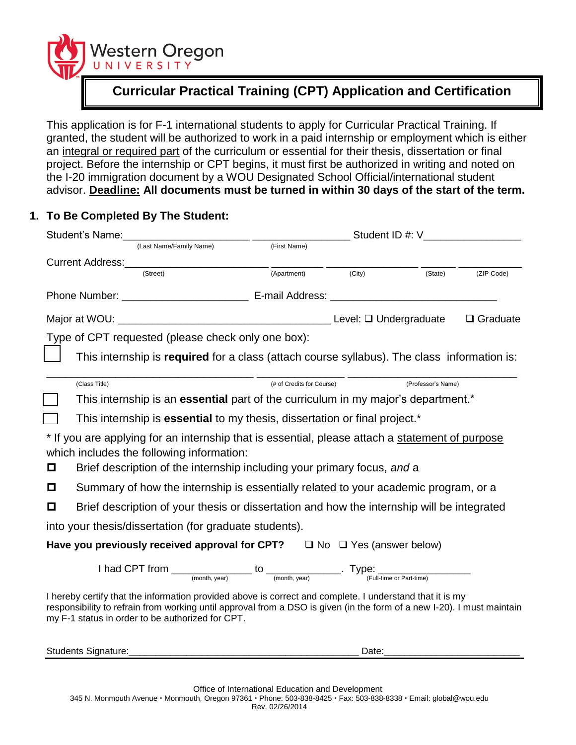Western Oregon UNIVERSITY

# Curricular Practical Training (CPT) Application and Certification

This application is for F-1 international students to apply for Curricular Practical Training. If granted, the student will be authorized to work in a paid internship or employment which is either an integral or required part of the curriculum or essential for their thesis, dissertation or final project. Before the internship or CPT begins, it must first be authorized in writing and noted on the I-20 immigration document by a WOU Designated School Official/international student advisor. **Deadline: All documents must be turned in within 30 days of the start of the term.**

## 1. To Be Completed By The Student:

Student's Name:______________________ ________________ Student ID #: V________________
(Last Name/Family Name) (First Name)

Current Address:________________________ _________ ________________ ______ ___________
(Street) (Apartment) (City) (State) (ZIP Code)

Phone Number: _____________________ E-mail Address: ____________________________

Major at WOU: ___________________________________ Level: ☐ Undergraduate ☐ Graduate

Type of CPT requested (please check only one box):

☐ This internship is **required** for a class (attach course syllabus). The class information is:

__________________________________ ______________ ____________________________
(Class Title) (# of Credits for Course) (Professor's Name)

☐ This internship is an **essential** part of the curriculum in my major's department.*

☐ This internship is **essential** to my thesis, dissertation or final project.*

* If you are applying for an internship that is essential, please attach a statement of purpose which includes the following information:

☐ Brief description of the internship including your primary focus, *and* a

☐ Summary of how the internship is essentially related to your academic program, or a

☐ Brief description of your thesis or dissertation and how the internship will be integrated into your thesis/dissertation (for graduate students).

**Have you previously received approval for CPT?** ☐ No ☐ Yes (answer below)

I had CPT from _____________ to ____________. Type: ________________
(month, year) (month, year) (Full-time or Part-time)

I hereby certify that the information provided above is correct and complete. I understand that it is my responsibility to refrain from working until approval from a DSO is given (in the form of a new I-20). I must maintain my F-1 status in order to be authorized for CPT.

Students Signature:__________________________________________ Date:________________________

Office of International Education and Development
345 N. Monmouth Avenue • Monmouth, Oregon 97361 • Phone: 503-838-8425 • Fax: 503-838-8338 • Email: global@wou.edu
Rev. 02/26/2014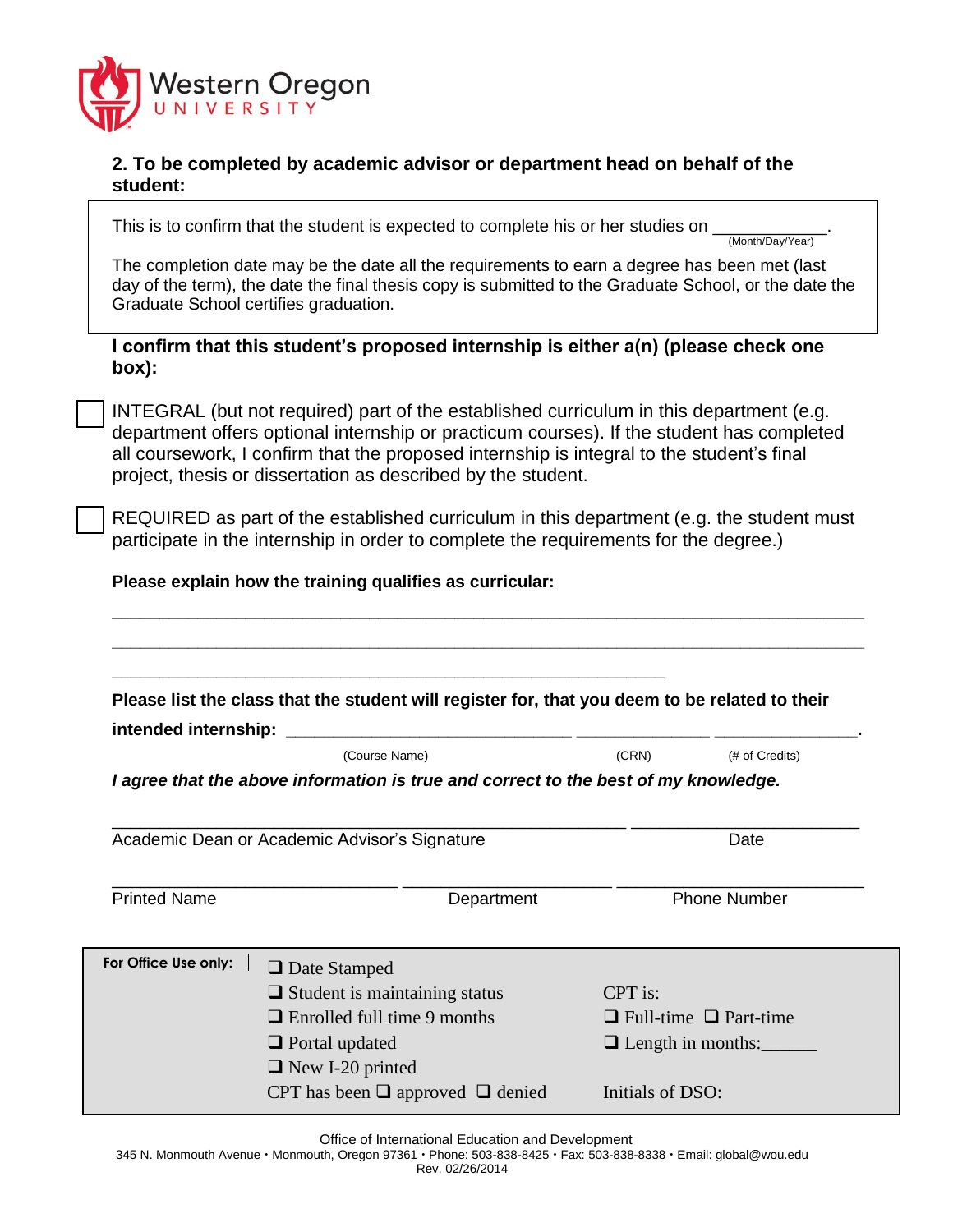Western Oregon UNIVERSITY

## 2. To be completed by academic advisor or department head on behalf of the student:

This is to confirm that the student is expected to complete his or her studies on ____________.
(Month/Day/Year)

The completion date may be the date all the requirements to earn a degree has been met (last day of the term), the date the final thesis copy is submitted to the Graduate School, or the date the Graduate School certifies graduation.

**I confirm that this student's proposed internship is either a(n) (please check one box):**

☐ INTEGRAL (but not required) part of the established curriculum in this department (e.g. department offers optional internship or practicum courses). If the student has completed all coursework, I confirm that the proposed internship is integral to the student's final project, thesis or dissertation as described by the student.

☐ REQUIRED as part of the established curriculum in this department (e.g. the student must participate in the internship in order to complete the requirements for the degree.)

**Please explain how the training qualifies as curricular:**

_______________________________________________________________________________

_______________________________________________________________________________

___________________________________________________________

**Please list the class that the student will register for, that you deem to be related to their intended internship:** ______________________________ ______________ ______________.

(Course Name) (CRN) (# of Credits)

***I agree that the above information is true and correct to the best of my knowledge.***

_______________________________________________________ ________________________

Academic Dean or Academic Advisor's Signature Date

______________________________ ______________________ __________________________

Printed Name Department Phone Number

| | | |
|---|---|---|
| **For Office Use only:** | ☐ Date Stamped | |
| | ☐ Student is maintaining status | CPT is: |
| | ☐ Enrolled full time 9 months | ☐ Full-time ☐ Part-time |
| | ☐ Portal updated | ☐ Length in months:______ |
| | ☐ New I-20 printed | |
| | CPT has been ☐ approved ☐ denied | Initials of DSO: |

Office of International Education and Development
345 N. Monmouth Avenue • Monmouth, Oregon 97361 • Phone: 503-838-8425 • Fax: 503-838-8338 • Email: global@wou.edu
Rev. 02/26/2014